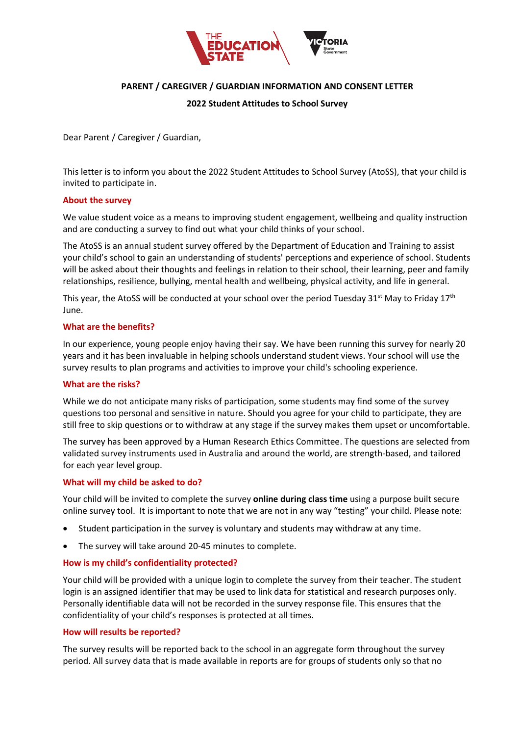**PARENT / CAREGIVER / GUARDIAN INFORMATION AND CONSENT LETTER**

**2022 Student Attitudes to School Survey**

Dear Parent / Caregiver / Guardian,

This letter is to inform you about the 2022 Student Attitudes to School Survey (AtoSS), that your child is invited to participate in.

## About the survey

We value student voice as a means to improving student engagement, wellbeing and quality instruction and are conducting a survey to find out what your child thinks of your school.

The AtoSS is an annual student survey offered by the Department of Education and Training to assist your child's school to gain an understanding of students' perceptions and experience of school. Students will be asked about their thoughts and feelings in relation to their school, their learning, peer and family relationships, resilience, bullying, mental health and wellbeing, physical activity, and life in general.

This year, the AtoSS will be conducted at your school over the period Tuesday 31st May to Friday 17th June.

## What are the benefits?

In our experience, young people enjoy having their say. We have been running this survey for nearly 20 years and it has been invaluable in helping schools understand student views. Your school will use the survey results to plan programs and activities to improve your child's schooling experience.

## What are the risks?

While we do not anticipate many risks of participation, some students may find some of the survey questions too personal and sensitive in nature. Should you agree for your child to participate, they are still free to skip questions or to withdraw at any stage if the survey makes them upset or uncomfortable.

The survey has been approved by a Human Research Ethics Committee. The questions are selected from validated survey instruments used in Australia and around the world, are strength-based, and tailored for each year level group.

## What will my child be asked to do?

Your child will be invited to complete the survey **online during class time** using a purpose built secure online survey tool. It is important to note that we are not in any way "testing" your child. Please note:

- Student participation in the survey is voluntary and students may withdraw at any time.
- The survey will take around 20-45 minutes to complete.

## How is my child's confidentiality protected?

Your child will be provided with a unique login to complete the survey from their teacher. The student login is an assigned identifier that may be used to link data for statistical and research purposes only. Personally identifiable data will not be recorded in the survey response file. This ensures that the confidentiality of your child's responses is protected at all times.

## How will results be reported?

The survey results will be reported back to the school in an aggregate form throughout the survey period. All survey data that is made available in reports are for groups of students only so that no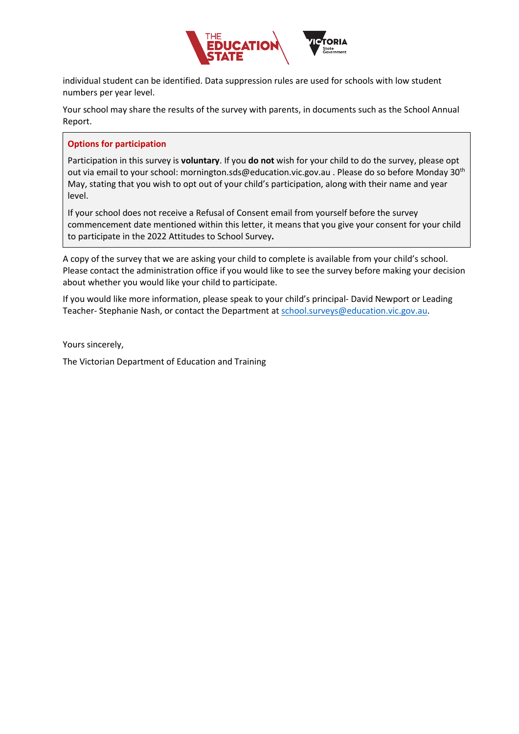individual student can be identified. Data suppression rules are used for schools with low student numbers per year level.

Your school may share the results of the survey with parents, in documents such as the School Annual Report.

**Options for participation**

Participation in this survey is **voluntary**. If you **do not** wish for your child to do the survey, please opt out via email to your school: mornington.sds@education.vic.gov.au . Please do so before Monday 30th May, stating that you wish to opt out of your child's participation, along with their name and year level.

If your school does not receive a Refusal of Consent email from yourself before the survey commencement date mentioned within this letter, it means that you give your consent for your child to participate in the 2022 Attitudes to School Survey**.**

A copy of the survey that we are asking your child to complete is available from your child's school. Please contact the administration office if you would like to see the survey before making your decision about whether you would like your child to participate.

If you would like more information, please speak to your child's principal- David Newport or Leading Teacher- Stephanie Nash, or contact the Department at school.surveys@education.vic.gov.au.

Yours sincerely,

The Victorian Department of Education and Training